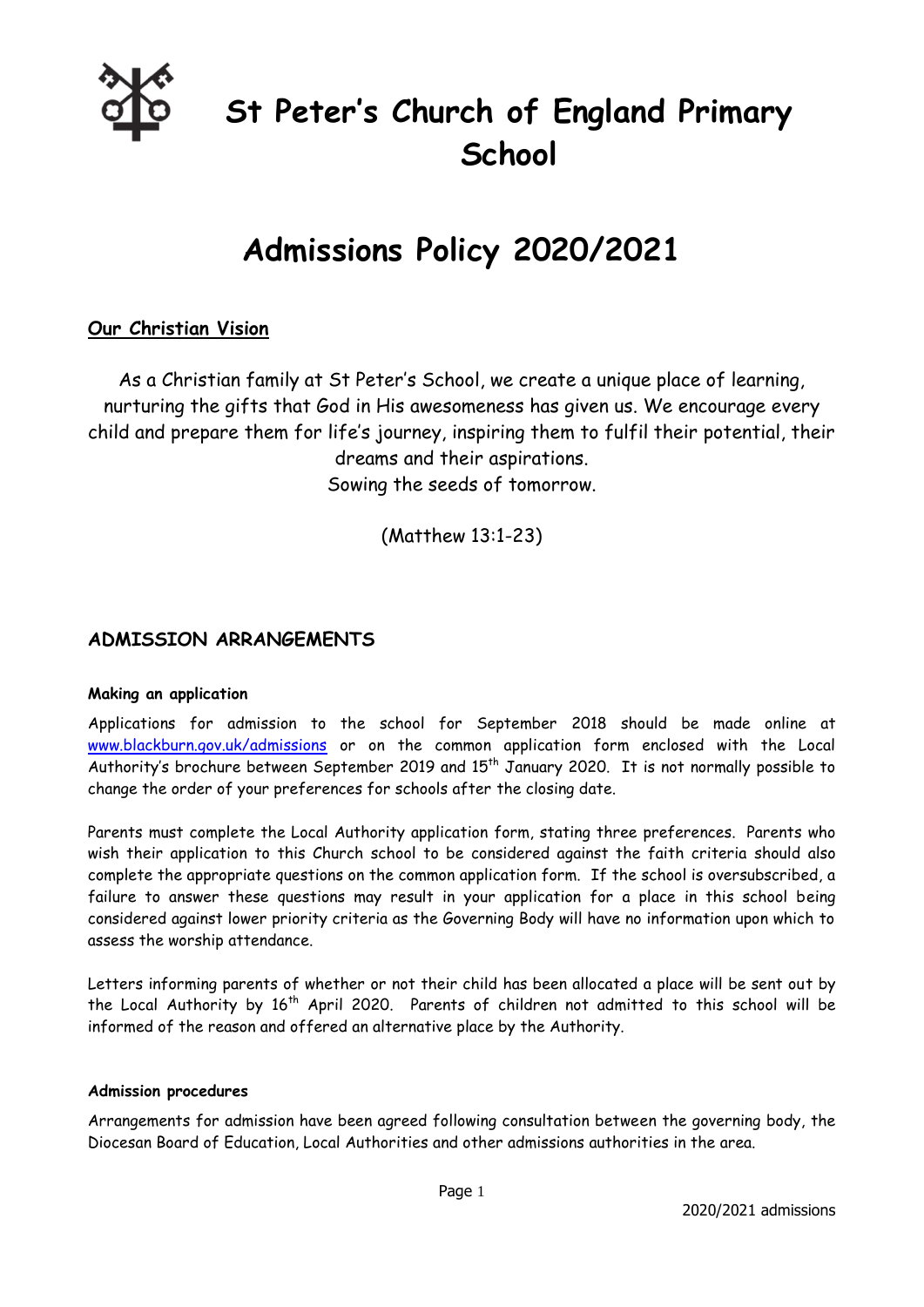# St Peter's Church of England Primary School

# Admissions Policy 2020/2021

**Our Christian Vision**

As a Christian family at St Peter's School, we create a unique place of learning, nurturing the gifts that God in His awesomeness has given us. We encourage every child and prepare them for life's journey, inspiring them to fulfil their potential, their dreams and their aspirations.
Sowing the seeds of tomorrow.

(Matthew 13:1-23)

## ADMISSION ARRANGEMENTS

**Making an application**

Applications for admission to the school for September 2018 should be made online at www.blackburn.gov.uk/admissions or on the common application form enclosed with the Local Authority's brochure between September 2019 and 15th January 2020. It is not normally possible to change the order of your preferences for schools after the closing date.

Parents must complete the Local Authority application form, stating three preferences. Parents who wish their application to this Church school to be considered against the faith criteria should also complete the appropriate questions on the common application form. If the school is oversubscribed, a failure to answer these questions may result in your application for a place in this school being considered against lower priority criteria as the Governing Body will have no information upon which to assess the worship attendance.

Letters informing parents of whether or not their child has been allocated a place will be sent out by the Local Authority by 16th April 2020. Parents of children not admitted to this school will be informed of the reason and offered an alternative place by the Authority.

**Admission procedures**

Arrangements for admission have been agreed following consultation between the governing body, the Diocesan Board of Education, Local Authorities and other admissions authorities in the area.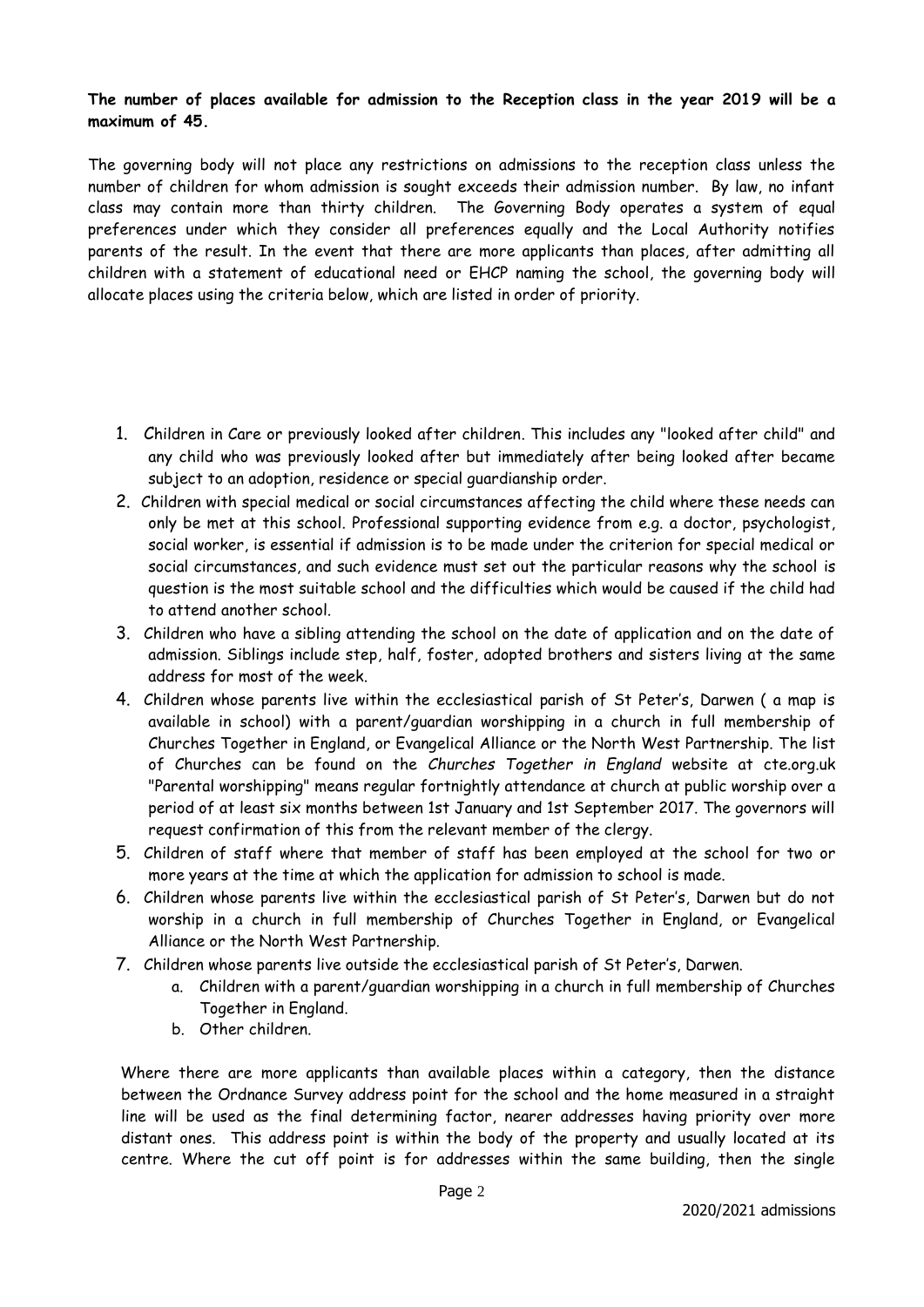**The number of places available for admission to the Reception class in the year 2019 will be a maximum of 45.**

The governing body will not place any restrictions on admissions to the reception class unless the number of children for whom admission is sought exceeds their admission number. By law, no infant class may contain more than thirty children. The Governing Body operates a system of equal preferences under which they consider all preferences equally and the Local Authority notifies parents of the result. In the event that there are more applicants than places, after admitting all children with a statement of educational need or EHCP naming the school, the governing body will allocate places using the criteria below, which are listed in order of priority.

1. Children in Care or previously looked after children. This includes any "looked after child" and any child who was previously looked after but immediately after being looked after became subject to an adoption, residence or special guardianship order.
2. Children with special medical or social circumstances affecting the child where these needs can only be met at this school. Professional supporting evidence from e.g. a doctor, psychologist, social worker, is essential if admission is to be made under the criterion for special medical or social circumstances, and such evidence must set out the particular reasons why the school is question is the most suitable school and the difficulties which would be caused if the child had to attend another school.
3. Children who have a sibling attending the school on the date of application and on the date of admission. Siblings include step, half, foster, adopted brothers and sisters living at the same address for most of the week.
4. Children whose parents live within the ecclesiastical parish of St Peter's, Darwen ( a map is available in school) with a parent/guardian worshipping in a church in full membership of Churches Together in England, or Evangelical Alliance or the North West Partnership. The list of Churches can be found on the *Churches Together in England* website at cte.org.uk "Parental worshipping" means regular fortnightly attendance at church at public worship over a period of at least six months between 1st January and 1st September 2017. The governors will request confirmation of this from the relevant member of the clergy.
5. Children of staff where that member of staff has been employed at the school for two or more years at the time at which the application for admission to school is made.
6. Children whose parents live within the ecclesiastical parish of St Peter's, Darwen but do not worship in a church in full membership of Churches Together in England, or Evangelical Alliance or the North West Partnership.
7. Children whose parents live outside the ecclesiastical parish of St Peter's, Darwen.
    a. Children with a parent/guardian worshipping in a church in full membership of Churches Together in England.
    b. Other children.

Where there are more applicants than available places within a category, then the distance between the Ordnance Survey address point for the school and the home measured in a straight line will be used as the final determining factor, nearer addresses having priority over more distant ones. This address point is within the body of the property and usually located at its centre. Where the cut off point is for addresses within the same building, then the single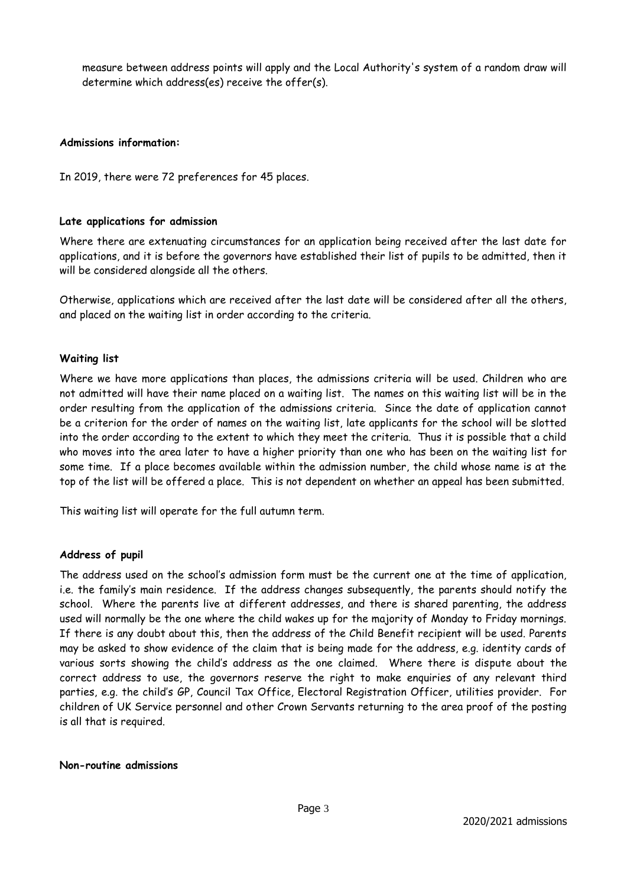measure between address points will apply and the Local Authority's system of a random draw will determine which address(es) receive the offer(s).

**Admissions information:**

In 2019, there were 72 preferences for 45 places.

**Late applications for admission**

Where there are extenuating circumstances for an application being received after the last date for applications, and it is before the governors have established their list of pupils to be admitted, then it will be considered alongside all the others.

Otherwise, applications which are received after the last date will be considered after all the others, and placed on the waiting list in order according to the criteria.

**Waiting list**

Where we have more applications than places, the admissions criteria will be used. Children who are not admitted will have their name placed on a waiting list. The names on this waiting list will be in the order resulting from the application of the admissions criteria. Since the date of application cannot be a criterion for the order of names on the waiting list, late applicants for the school will be slotted into the order according to the extent to which they meet the criteria. Thus it is possible that a child who moves into the area later to have a higher priority than one who has been on the waiting list for some time. If a place becomes available within the admission number, the child whose name is at the top of the list will be offered a place. This is not dependent on whether an appeal has been submitted.

This waiting list will operate for the full autumn term.

**Address of pupil**

The address used on the school's admission form must be the current one at the time of application, i.e. the family's main residence. If the address changes subsequently, the parents should notify the school. Where the parents live at different addresses, and there is shared parenting, the address used will normally be the one where the child wakes up for the majority of Monday to Friday mornings. If there is any doubt about this, then the address of the Child Benefit recipient will be used. Parents may be asked to show evidence of the claim that is being made for the address, e.g. identity cards of various sorts showing the child's address as the one claimed. Where there is dispute about the correct address to use, the governors reserve the right to make enquiries of any relevant third parties, e.g. the child's GP, Council Tax Office, Electoral Registration Officer, utilities provider. For children of UK Service personnel and other Crown Servants returning to the area proof of the posting is all that is required.

**Non-routine admissions**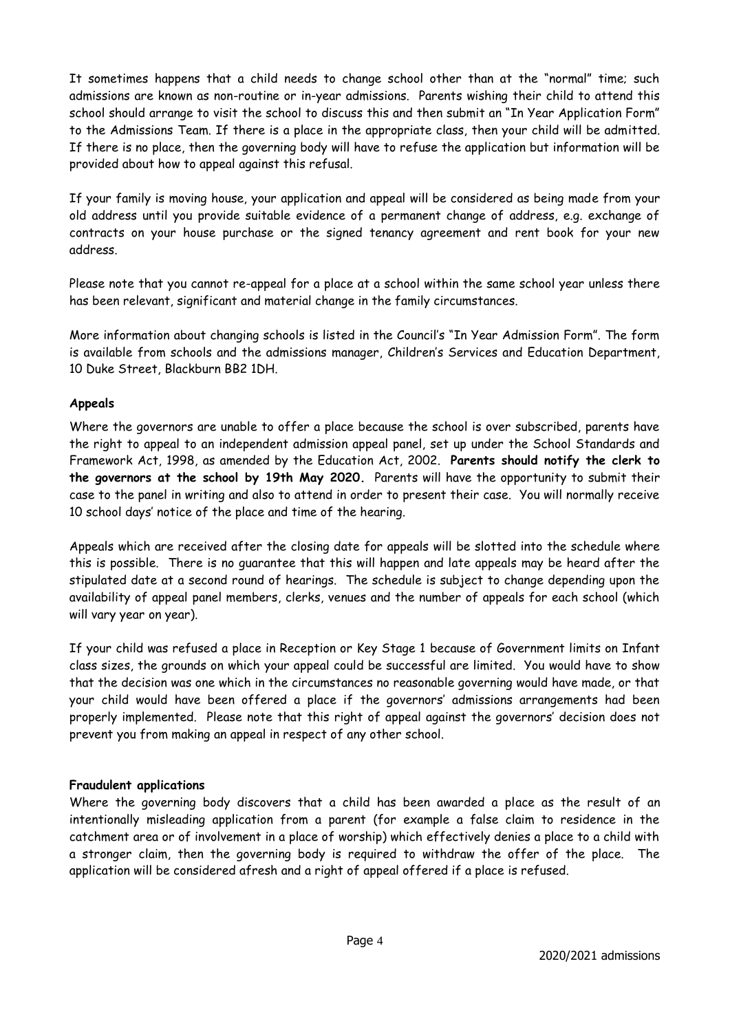It sometimes happens that a child needs to change school other than at the "normal" time; such admissions are known as non-routine or in-year admissions. Parents wishing their child to attend this school should arrange to visit the school to discuss this and then submit an "In Year Application Form" to the Admissions Team. If there is a place in the appropriate class, then your child will be admitted. If there is no place, then the governing body will have to refuse the application but information will be provided about how to appeal against this refusal.

If your family is moving house, your application and appeal will be considered as being made from your old address until you provide suitable evidence of a permanent change of address, e.g. exchange of contracts on your house purchase or the signed tenancy agreement and rent book for your new address.

Please note that you cannot re-appeal for a place at a school within the same school year unless there has been relevant, significant and material change in the family circumstances.

More information about changing schools is listed in the Council's "In Year Admission Form". The form is available from schools and the admissions manager, Children's Services and Education Department, 10 Duke Street, Blackburn BB2 1DH.

**Appeals**

Where the governors are unable to offer a place because the school is over subscribed, parents have the right to appeal to an independent admission appeal panel, set up under the School Standards and Framework Act, 1998, as amended by the Education Act, 2002. **Parents should notify the clerk to the governors at the school by 19th May 2020.** Parents will have the opportunity to submit their case to the panel in writing and also to attend in order to present their case. You will normally receive 10 school days' notice of the place and time of the hearing.

Appeals which are received after the closing date for appeals will be slotted into the schedule where this is possible. There is no guarantee that this will happen and late appeals may be heard after the stipulated date at a second round of hearings. The schedule is subject to change depending upon the availability of appeal panel members, clerks, venues and the number of appeals for each school (which will vary year on year).

If your child was refused a place in Reception or Key Stage 1 because of Government limits on Infant class sizes, the grounds on which your appeal could be successful are limited. You would have to show that the decision was one which in the circumstances no reasonable governing would have made, or that your child would have been offered a place if the governors' admissions arrangements had been properly implemented. Please note that this right of appeal against the governors' decision does not prevent you from making an appeal in respect of any other school.

**Fraudulent applications**

Where the governing body discovers that a child has been awarded a place as the result of an intentionally misleading application from a parent (for example a false claim to residence in the catchment area or of involvement in a place of worship) which effectively denies a place to a child with a stronger claim, then the governing body is required to withdraw the offer of the place. The application will be considered afresh and a right of appeal offered if a place is refused.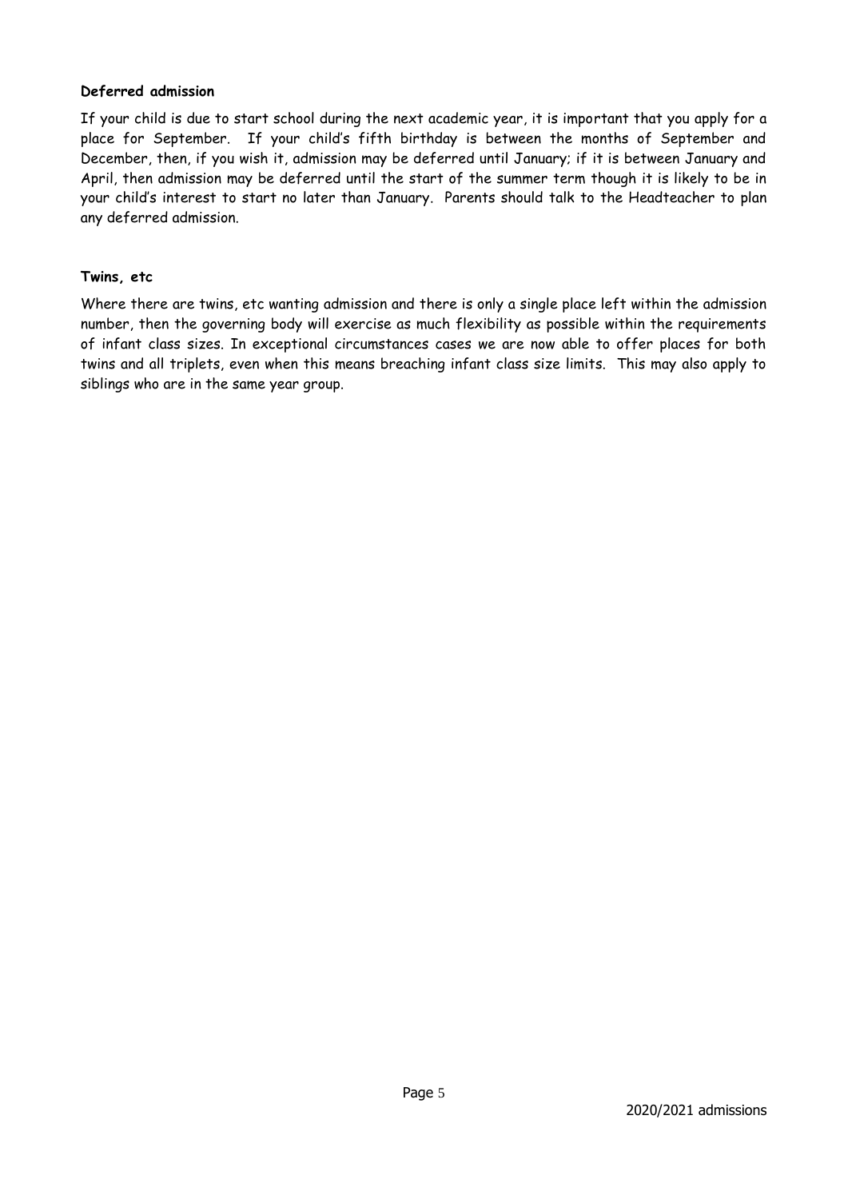**Deferred admission**

If your child is due to start school during the next academic year, it is important that you apply for a place for September. If your child's fifth birthday is between the months of September and December, then, if you wish it, admission may be deferred until January; if it is between January and April, then admission may be deferred until the start of the summer term though it is likely to be in your child's interest to start no later than January. Parents should talk to the Headteacher to plan any deferred admission.

**Twins, etc**

Where there are twins, etc wanting admission and there is only a single place left within the admission number, then the governing body will exercise as much flexibility as possible within the requirements of infant class sizes. In exceptional circumstances cases we are now able to offer places for both twins and all triplets, even when this means breaching infant class size limits. This may also apply to siblings who are in the same year group.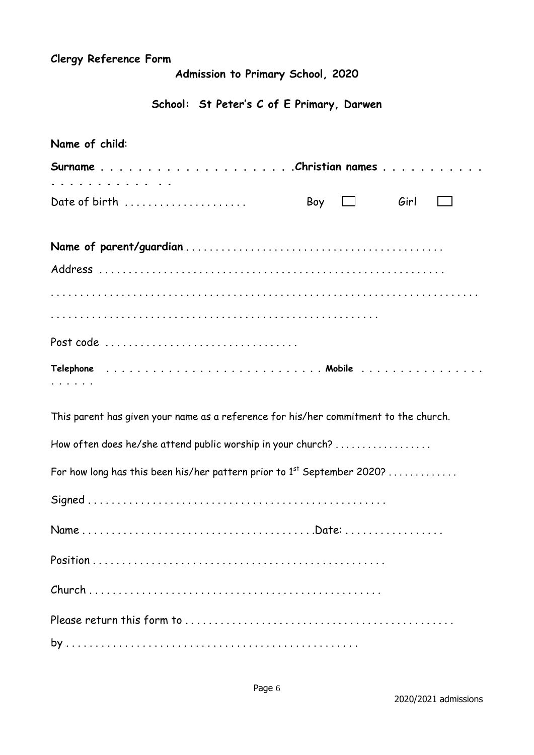**Clergy Reference Form**

**Admission to Primary School, 2020**

**School: St Peter's C of E Primary, Darwen**

**Name of child**:

**Surname . . . . . . . . . . . . . . . . . . . . .Christian names . . . . . . . . . . . . . . . . . . . . . . . . . .**

Date of birth . . . . . . . . . . . . . . . . . . . . Boy ☐ Girl ☐

**Name of parent/guardian** . . . . . . . . . . . . . . . . . . . . . . . . . . . . . . . . . . . . . . . . . .

Address . . . . . . . . . . . . . . . . . . . . . . . . . . . . . . . . . . . . . . . . . . . . . . . . . . . . . . .

. . . . . . . . . . . . . . . . . . . . . . . . . . . . . . . . . . . . . . . . . . . . . . . . . . . . . . . . . . . . . . . . . . . .

. . . . . . . . . . . . . . . . . . . . . . . . . . . . . . . . . . . . . . . . . . . . . . . . . . . . .

Post code . . . . . . . . . . . . . . . . . . . . . . . . . . . . . . . .

**Telephone** . . . . . . . . . . . . . . . . . . . . . . . . . . . . **Mobile** . . . . . . . . . . . . . . . . . . . . . .

This parent has given your name as a reference for his/her commitment to the church.

How often does he/she attend public worship in your church? . . . . . . . . . . . . . . . . .

For how long has this been his/her pattern prior to 1st September 2020? . . . . . . . . . . . .

Signed . . . . . . . . . . . . . . . . . . . . . . . . . . . . . . . . . . . . . . . . . . . . . . . . . .

Name . . . . . . . . . . . . . . . . . . . . . . . . . . . . . . . . . . . . . .Date: . . . . . . . . . . . . . . . . .

Position . . . . . . . . . . . . . . . . . . . . . . . . . . . . . . . . . . . . . . . . . . . . . . . . .

Church . . . . . . . . . . . . . . . . . . . . . . . . . . . . . . . . . . . . . . . . . . . . . . . . .

Please return this form to . . . . . . . . . . . . . . . . . . . . . . . . . . . . . . . . . . . . . . . . . . . . .

by . . . . . . . . . . . . . . . . . . . . . . . . . . . . . . . . . . . . . . . . . . . . . . . . .

2020/2021 admissions